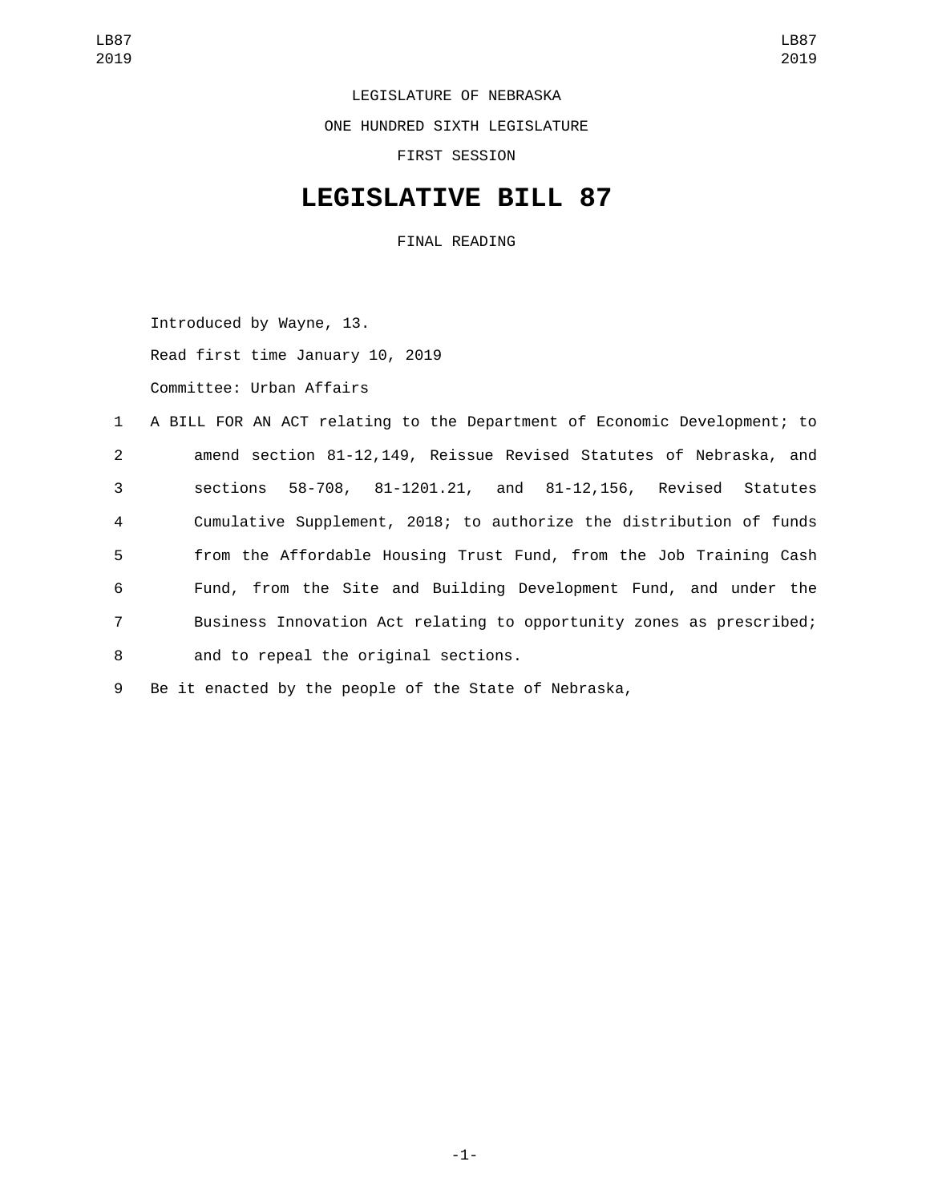LEGISLATURE OF NEBRASKA

ONE HUNDRED SIXTH LEGISLATURE

FIRST SESSION

# LEGISLATIVE BILL 87

FINAL READING

Introduced by Wayne, 13.

Read first time January 10, 2019

Committee: Urban Affairs

1 A BILL FOR AN ACT relating to the Department of Economic Development; to
2 amend section 81-12,149, Reissue Revised Statutes of Nebraska, and
3 sections 58-708, 81-1201.21, and 81-12,156, Revised Statutes
4 Cumulative Supplement, 2018; to authorize the distribution of funds
5 from the Affordable Housing Trust Fund, from the Job Training Cash
6 Fund, from the Site and Building Development Fund, and under the
7 Business Innovation Act relating to opportunity zones as prescribed;
8 and to repeal the original sections.

9 Be it enacted by the people of the State of Nebraska,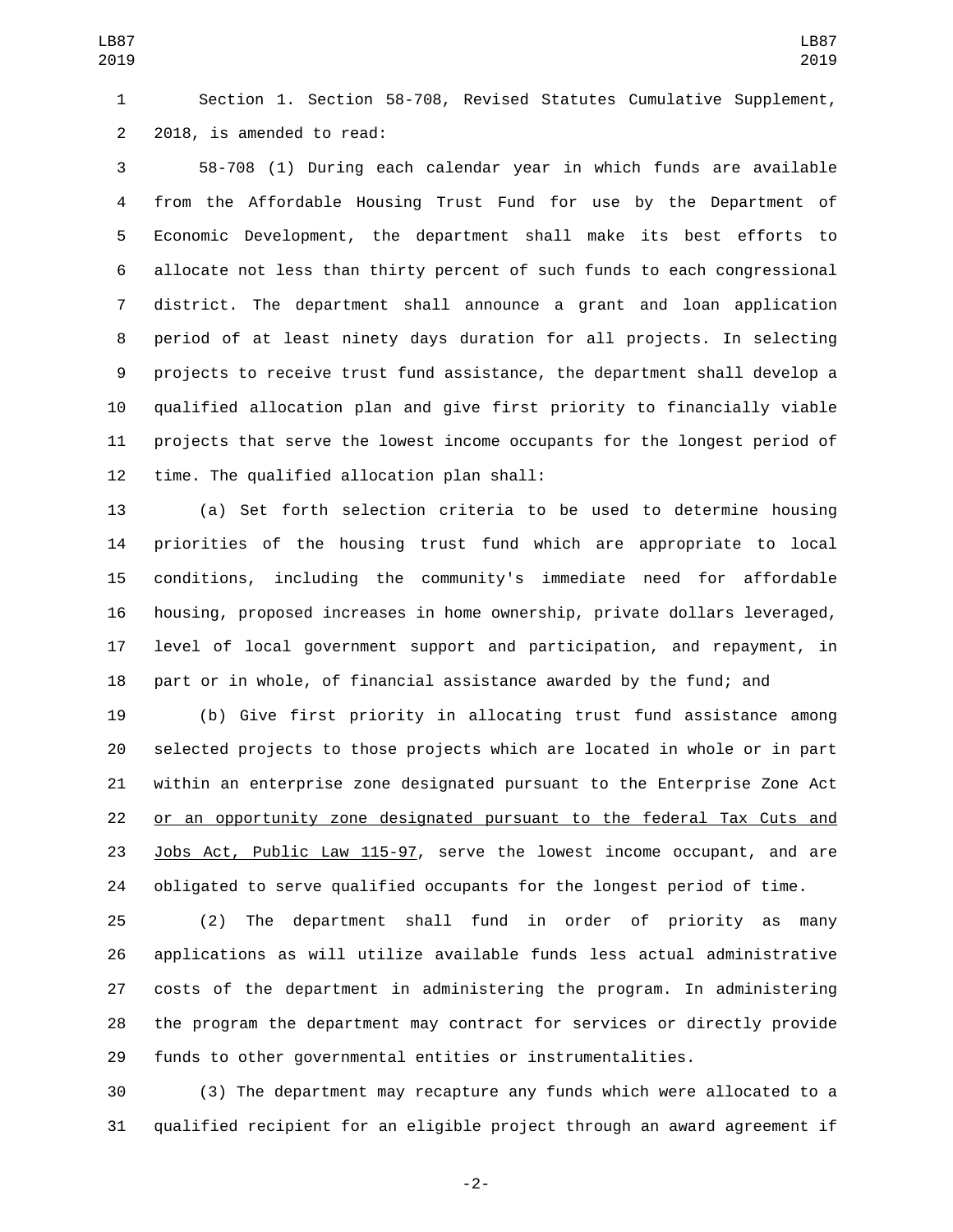Section 1. Section 58-708, Revised Statutes Cumulative Supplement, 2018, is amended to read:

58-708 (1) During each calendar year in which funds are available from the Affordable Housing Trust Fund for use by the Department of Economic Development, the department shall make its best efforts to allocate not less than thirty percent of such funds to each congressional district. The department shall announce a grant and loan application period of at least ninety days duration for all projects. In selecting projects to receive trust fund assistance, the department shall develop a qualified allocation plan and give first priority to financially viable projects that serve the lowest income occupants for the longest period of time. The qualified allocation plan shall:

(a) Set forth selection criteria to be used to determine housing priorities of the housing trust fund which are appropriate to local conditions, including the community's immediate need for affordable housing, proposed increases in home ownership, private dollars leveraged, level of local government support and participation, and repayment, in part or in whole, of financial assistance awarded by the fund; and

(b) Give first priority in allocating trust fund assistance among selected projects to those projects which are located in whole or in part within an enterprise zone designated pursuant to the Enterprise Zone Act <u>or an opportunity zone designated pursuant to the federal Tax Cuts and Jobs Act, Public Law 115-97</u>, serve the lowest income occupant, and are obligated to serve qualified occupants for the longest period of time.

(2) The department shall fund in order of priority as many applications as will utilize available funds less actual administrative costs of the department in administering the program. In administering the program the department may contract for services or directly provide funds to other governmental entities or instrumentalities.

(3) The department may recapture any funds which were allocated to a qualified recipient for an eligible project through an award agreement if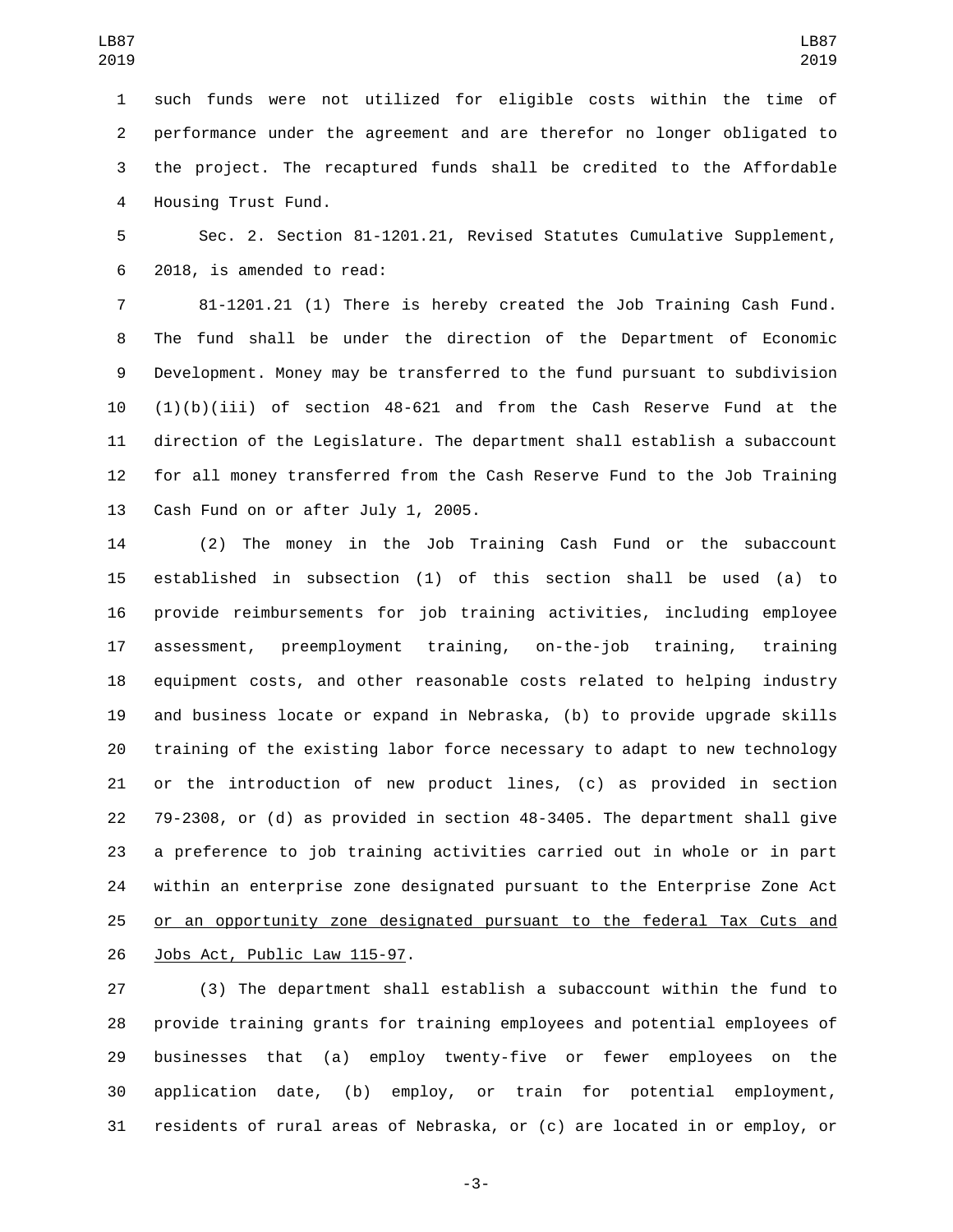such funds were not utilized for eligible costs within the time of performance under the agreement and are therefor no longer obligated to the project. The recaptured funds shall be credited to the Affordable Housing Trust Fund.

Sec. 2. Section 81-1201.21, Revised Statutes Cumulative Supplement, 2018, is amended to read:

81-1201.21 (1) There is hereby created the Job Training Cash Fund. The fund shall be under the direction of the Department of Economic Development. Money may be transferred to the fund pursuant to subdivision (1)(b)(iii) of section 48-621 and from the Cash Reserve Fund at the direction of the Legislature. The department shall establish a subaccount for all money transferred from the Cash Reserve Fund to the Job Training Cash Fund on or after July 1, 2005.

(2) The money in the Job Training Cash Fund or the subaccount established in subsection (1) of this section shall be used (a) to provide reimbursements for job training activities, including employee assessment, preemployment training, on-the-job training, training equipment costs, and other reasonable costs related to helping industry and business locate or expand in Nebraska, (b) to provide upgrade skills training of the existing labor force necessary to adapt to new technology or the introduction of new product lines, (c) as provided in section 79-2308, or (d) as provided in section 48-3405. The department shall give a preference to job training activities carried out in whole or in part within an enterprise zone designated pursuant to the Enterprise Zone Act <u>or an opportunity zone designated pursuant to the federal Tax Cuts and Jobs Act, Public Law 115-97</u>.

(3) The department shall establish a subaccount within the fund to provide training grants for training employees and potential employees of businesses that (a) employ twenty-five or fewer employees on the application date, (b) employ, or train for potential employment, residents of rural areas of Nebraska, or (c) are located in or employ, or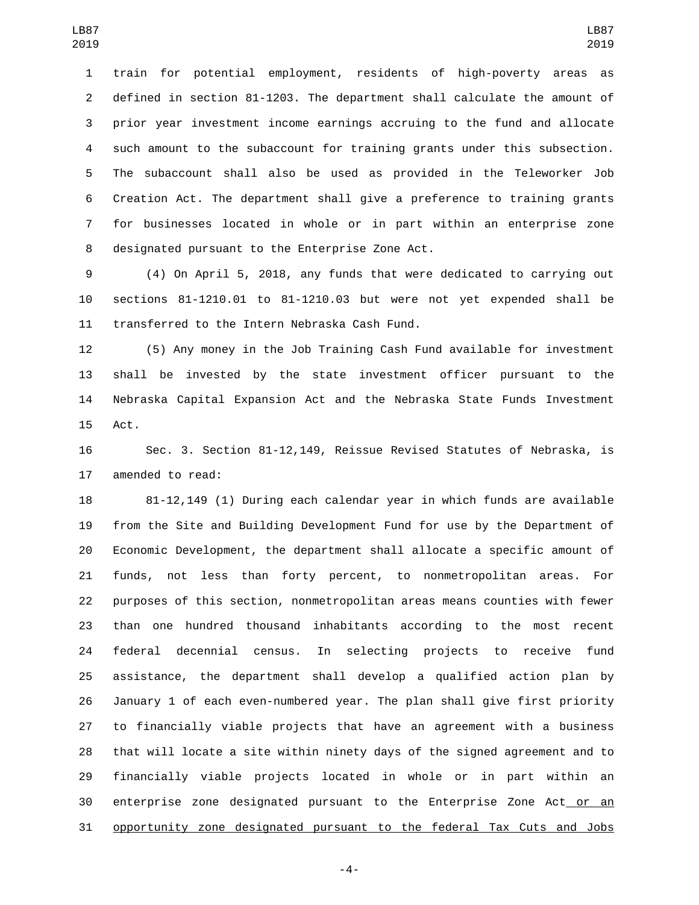train for potential employment, residents of high-poverty areas as defined in section 81-1203. The department shall calculate the amount of prior year investment income earnings accruing to the fund and allocate such amount to the subaccount for training grants under this subsection. The subaccount shall also be used as provided in the Teleworker Job Creation Act. The department shall give a preference to training grants for businesses located in whole or in part within an enterprise zone designated pursuant to the Enterprise Zone Act.

(4) On April 5, 2018, any funds that were dedicated to carrying out sections 81-1210.01 to 81-1210.03 but were not yet expended shall be transferred to the Intern Nebraska Cash Fund.

(5) Any money in the Job Training Cash Fund available for investment shall be invested by the state investment officer pursuant to the Nebraska Capital Expansion Act and the Nebraska State Funds Investment Act.

Sec. 3. Section 81-12,149, Reissue Revised Statutes of Nebraska, is amended to read:

81-12,149 (1) During each calendar year in which funds are available from the Site and Building Development Fund for use by the Department of Economic Development, the department shall allocate a specific amount of funds, not less than forty percent, to nonmetropolitan areas. For purposes of this section, nonmetropolitan areas means counties with fewer than one hundred thousand inhabitants according to the most recent federal decennial census. In selecting projects to receive fund assistance, the department shall develop a qualified action plan by January 1 of each even-numbered year. The plan shall give first priority to financially viable projects that have an agreement with a business that will locate a site within ninety days of the signed agreement and to financially viable projects located in whole or in part within an enterprise zone designated pursuant to the Enterprise Zone Act or an opportunity zone designated pursuant to the federal Tax Cuts and Jobs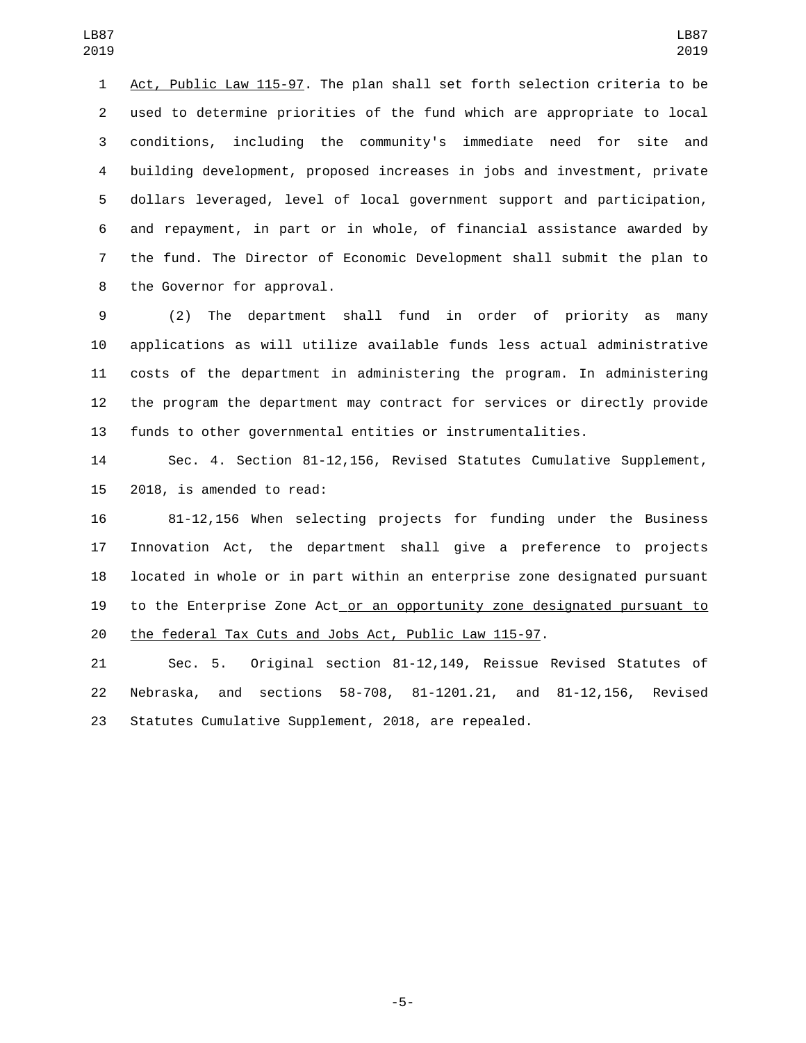Act, Public Law 115-97. The plan shall set forth selection criteria to be used to determine priorities of the fund which are appropriate to local conditions, including the community's immediate need for site and building development, proposed increases in jobs and investment, private dollars leveraged, level of local government support and participation, and repayment, in part or in whole, of financial assistance awarded by the fund. The Director of Economic Development shall submit the plan to the Governor for approval.

(2) The department shall fund in order of priority as many applications as will utilize available funds less actual administrative costs of the department in administering the program. In administering the program the department may contract for services or directly provide funds to other governmental entities or instrumentalities.

Sec. 4. Section 81-12,156, Revised Statutes Cumulative Supplement, 2018, is amended to read:

81-12,156 When selecting projects for funding under the Business Innovation Act, the department shall give a preference to projects located in whole or in part within an enterprise zone designated pursuant to the Enterprise Zone Act or an opportunity zone designated pursuant to the federal Tax Cuts and Jobs Act, Public Law 115-97.

Sec. 5. Original section 81-12,149, Reissue Revised Statutes of Nebraska, and sections 58-708, 81-1201.21, and 81-12,156, Revised Statutes Cumulative Supplement, 2018, are repealed.